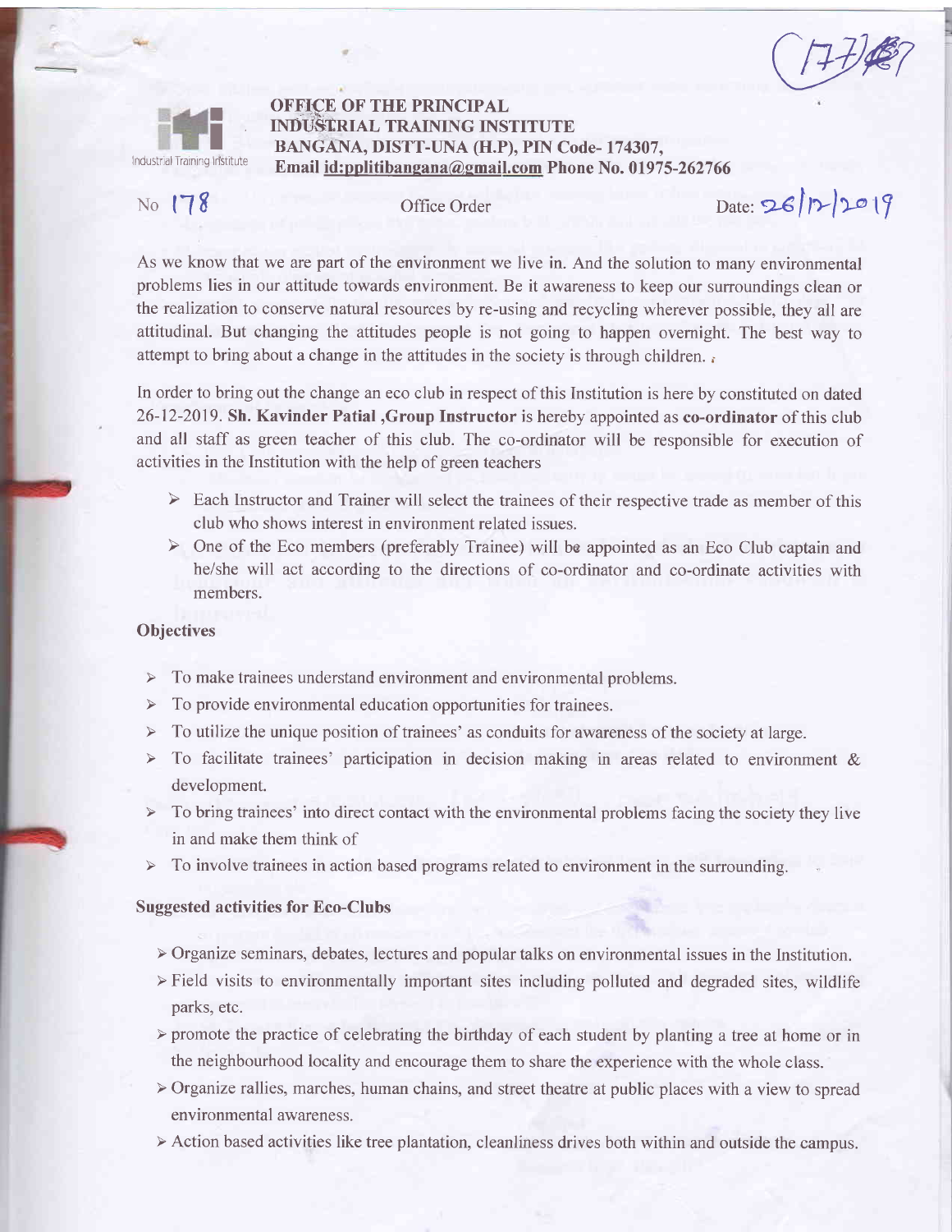OFFICE OF THE PRINCIPAL
INDUSTRIAL TRAINING INSTITUTE
BANGANA, DISTT-UNA (H.P), PIN Code- 174307,
Email id:pplitibangana@gmail.com Phone No. 01975-262766

No 178 Office Order Date: 26/12/2019

As we know that we are part of the environment we live in. And the solution to many environmental problems lies in our attitude towards environment. Be it awareness to keep our surroundings clean or the realization to conserve natural resources by re-using and recycling wherever possible, they all are attitudinal. But changing the attitudes people is not going to happen overnight. The best way to attempt to bring about a change in the attitudes in the society is through children.

In order to bring out the change an eco club in respect of this Institution is here by constituted on dated 26-12-2019. **Sh. Kavinder Patial ,Group Instructor** is hereby appointed as **co-ordinator** of this club and all staff as green teacher of this club. The co-ordinator will be responsible for execution of activities in the Institution with the help of green teachers

- Each Instructor and Trainer will select the trainees of their respective trade as member of this club who shows interest in environment related issues.
- One of the Eco members (preferably Trainee) will be appointed as an Eco Club captain and he/she will act according to the directions of co-ordinator and co-ordinate activities with members.

**Objectives**

- To make trainees understand environment and environmental problems.
- To provide environmental education opportunities for trainees.
- To utilize the unique position of trainees' as conduits for awareness of the society at large.
- To facilitate trainees' participation in decision making in areas related to environment & development.
- To bring trainees' into direct contact with the environmental problems facing the society they live in and make them think of
- To involve trainees in action based programs related to environment in the surrounding.

**Suggested activities for Eco-Clubs**

- Organize seminars, debates, lectures and popular talks on environmental issues in the Institution.
- Field visits to environmentally important sites including polluted and degraded sites, wildlife parks, etc.
- promote the practice of celebrating the birthday of each student by planting a tree at home or in the neighbourhood locality and encourage them to share the experience with the whole class.
- Organize rallies, marches, human chains, and street theatre at public places with a view to spread environmental awareness.
- Action based activities like tree plantation, cleanliness drives both within and outside the campus.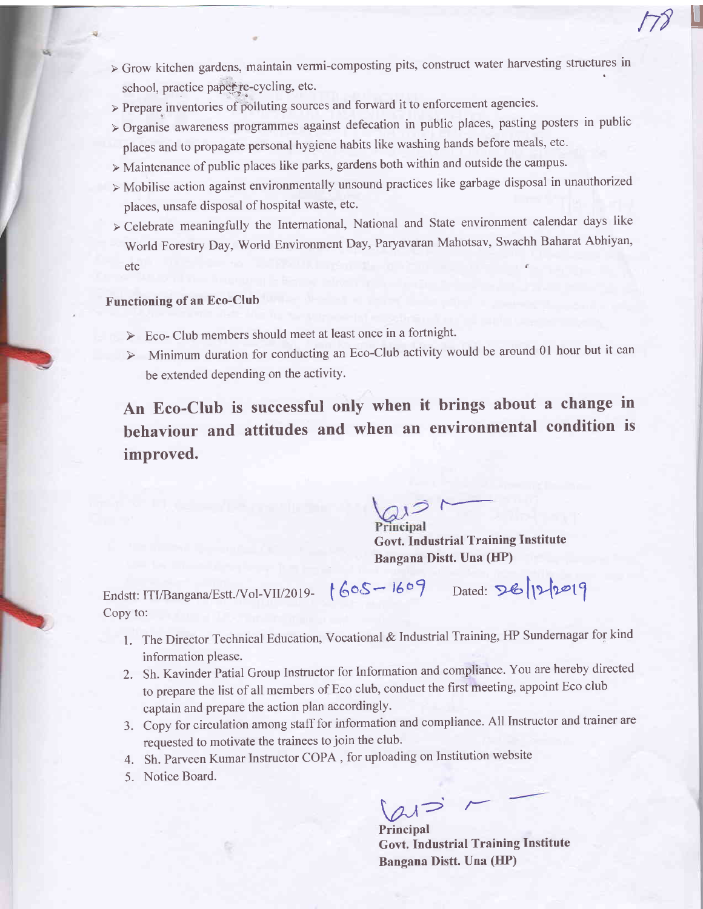- Grow kitchen gardens, maintain vermi-composting pits, construct water harvesting structures in school, practice paper re-cycling, etc.
- Prepare inventories of polluting sources and forward it to enforcement agencies.
- Organise awareness programmes against defecation in public places, pasting posters in public places and to propagate personal hygiene habits like washing hands before meals, etc.
- Maintenance of public places like parks, gardens both within and outside the campus.
- Mobilise action against environmentally unsound practices like garbage disposal in unauthorized places, unsafe disposal of hospital waste, etc.
- Celebrate meaningfully the International, National and State environment calendar days like World Forestry Day, World Environment Day, Paryavaran Mahotsav, Swachh Baharat Abhiyan, etc

**Functioning of an Eco-Club**

- Eco- Club members should meet at least once in a fortnight.
- Minimum duration for conducting an Eco-Club activity would be around 01 hour but it can be extended depending on the activity.

**An Eco-Club is successful only when it brings about a change in behaviour and attitudes and when an environmental condition is improved.**

**Principal**
**Govt. Industrial Training Institute**
**Bangana Distt. Una (HP)**

Endstt: ITI/Bangana/Estt./Vol-VII/2019- 1605-1609 Dated: 26/12/2019

Copy to:

1. The Director Technical Education, Vocational & Industrial Training, HP Sundernagar for kind information please.
2. Sh. Kavinder Patial Group Instructor for Information and compliance. You are hereby directed to prepare the list of all members of Eco club, conduct the first meeting, appoint Eco club captain and prepare the action plan accordingly.
3. Copy for circulation among staff for information and compliance. All Instructor and trainer are requested to motivate the trainees to join the club.
4. Sh. Parveen Kumar Instructor COPA , for uploading on Institution website
5. Notice Board.

**Principal**
**Govt. Industrial Training Institute**
**Bangana Distt. Una (HP)**